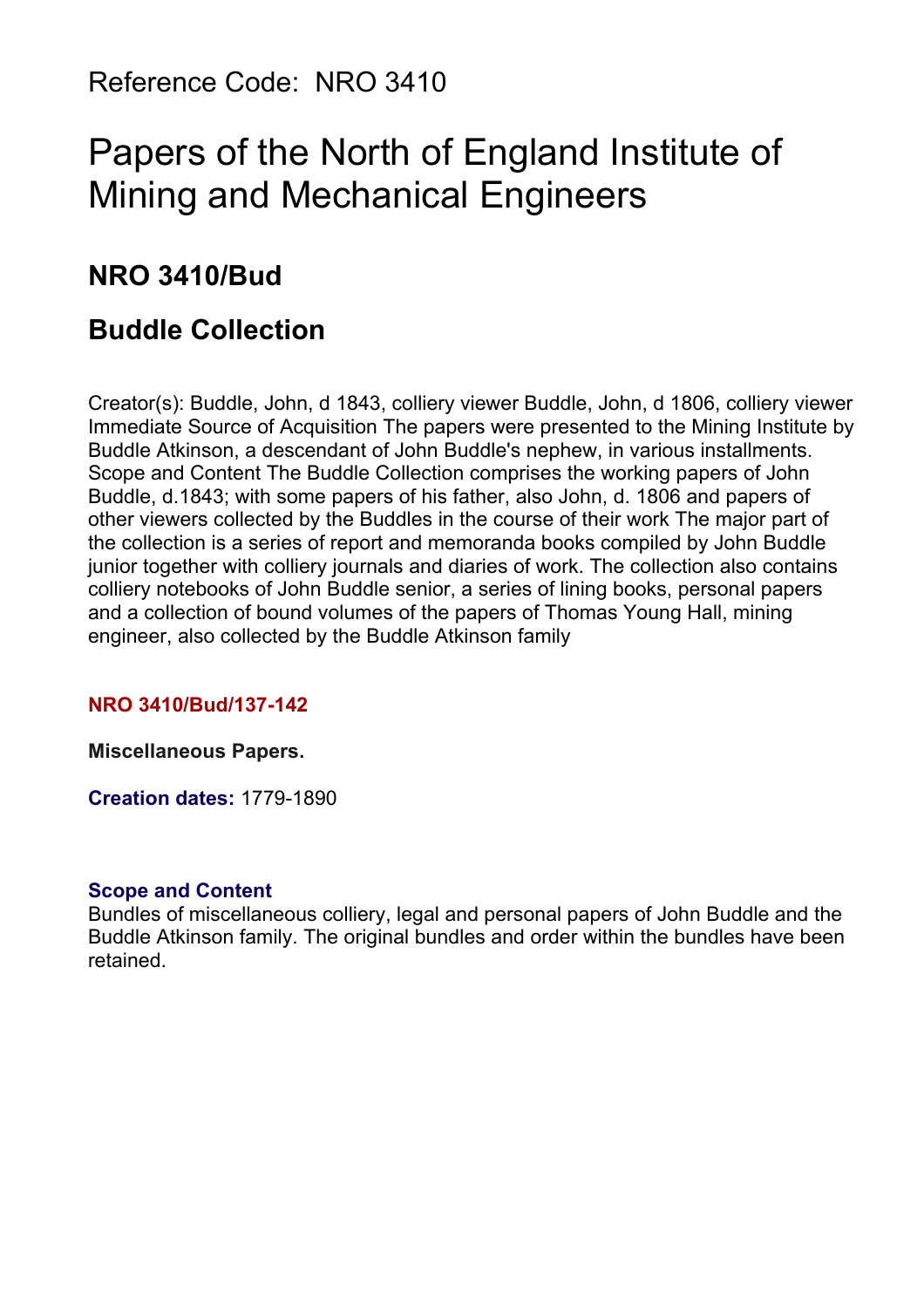Reference Code: NRO 3410

# Papers of the North of England Institute of Mining and Mechanical Engineers

## NRO 3410/Bud

## Buddle Collection

Creator(s): Buddle, John, d 1843, colliery viewer Buddle, John, d 1806, colliery viewer Immediate Source of Acquisition The papers were presented to the Mining Institute by Buddle Atkinson, a descendant of John Buddle's nephew, in various installments. Scope and Content The Buddle Collection comprises the working papers of John Buddle, d.1843; with some papers of his father, also John, d. 1806 and papers of other viewers collected by the Buddles in the course of their work The major part of the collection is a series of report and memoranda books compiled by John Buddle junior together with colliery journals and diaries of work. The collection also contains colliery notebooks of John Buddle senior, a series of lining books, personal papers and a collection of bound volumes of the papers of Thomas Young Hall, mining engineer, also collected by the Buddle Atkinson family

**NRO 3410/Bud/137-142**

**Miscellaneous Papers.**

**Creation dates:** 1779-1890

**Scope and Content**

Bundles of miscellaneous colliery, legal and personal papers of John Buddle and the Buddle Atkinson family. The original bundles and order within the bundles have been retained.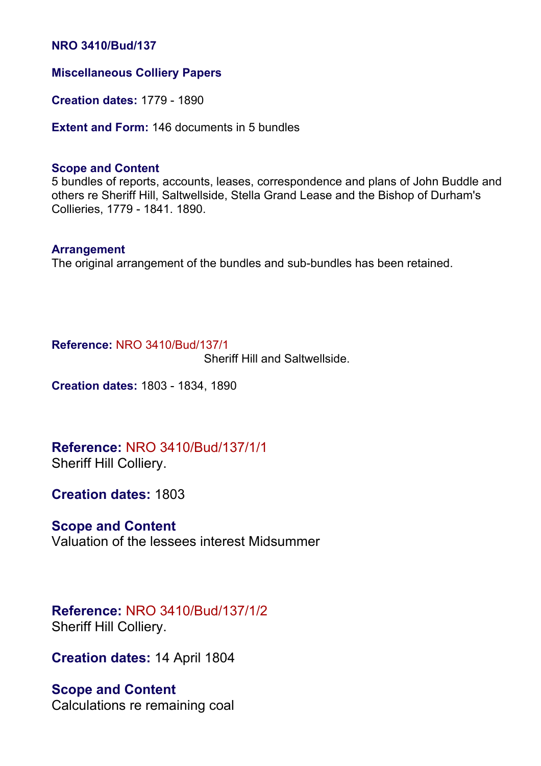**NRO 3410/Bud/137**

**Miscellaneous Colliery Papers**

**Creation dates:** 1779 - 1890

**Extent and Form:** 146 documents in 5 bundles

**Scope and Content**
5 bundles of reports, accounts, leases, correspondence and plans of John Buddle and others re Sheriff Hill, Saltwellside, Stella Grand Lease and the Bishop of Durham's Collieries, 1779 - 1841. 1890.

**Arrangement**
The original arrangement of the bundles and sub-bundles has been retained.

**Reference:** NRO 3410/Bud/137/1
Sheriff Hill and Saltwellside.

**Creation dates:** 1803 - 1834, 1890

## **Reference:** NRO 3410/Bud/137/1/1
Sheriff Hill Colliery.

**Creation dates:** 1803

**Scope and Content**
Valuation of the lessees interest Midsummer

## **Reference:** NRO 3410/Bud/137/1/2
Sheriff Hill Colliery.

**Creation dates:** 14 April 1804

**Scope and Content**
Calculations re remaining coal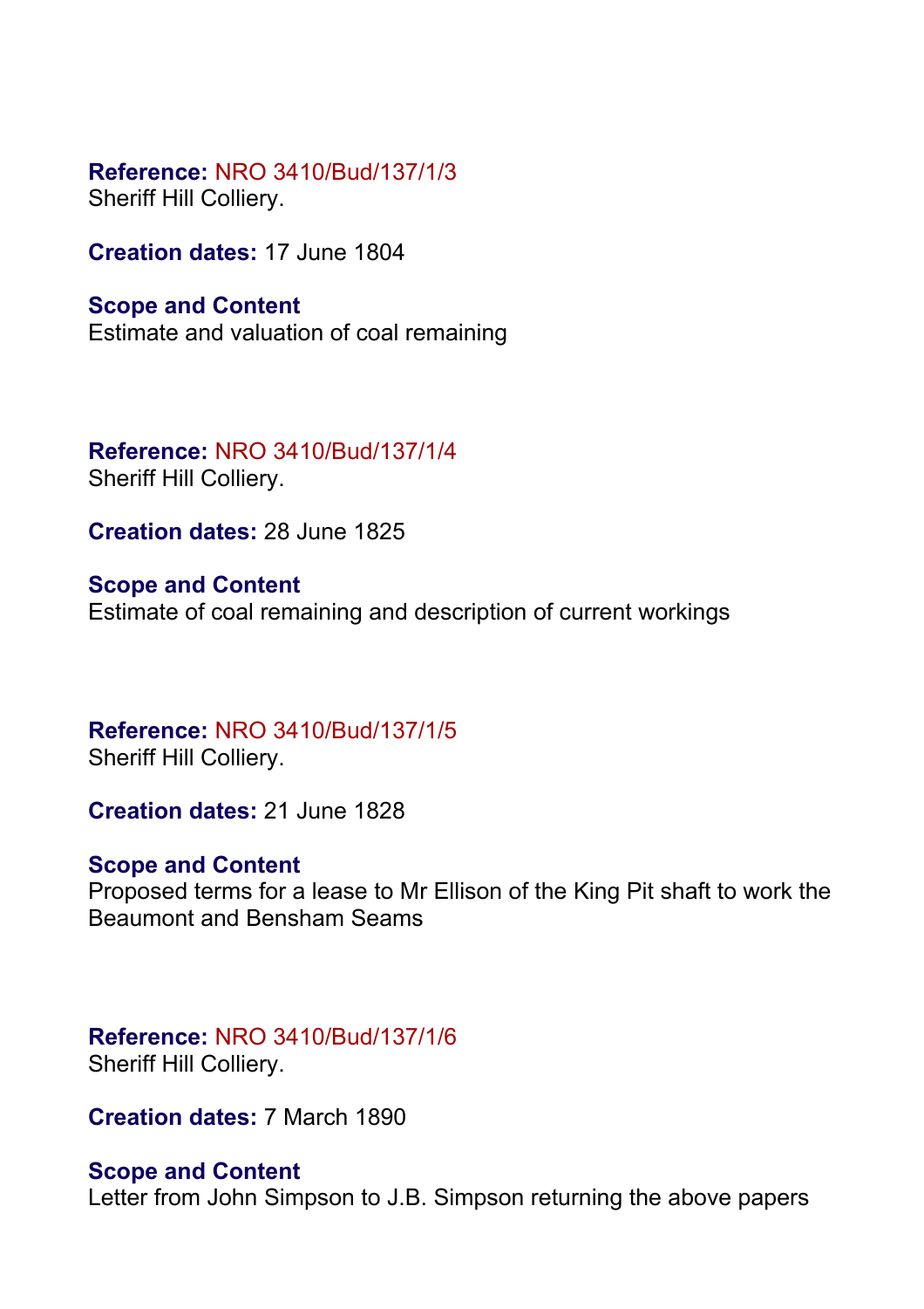**Reference:** NRO 3410/Bud/137/1/3
Sheriff Hill Colliery.

**Creation dates:** 17 June 1804

**Scope and Content**
Estimate and valuation of coal remaining

**Reference:** NRO 3410/Bud/137/1/4
Sheriff Hill Colliery.

**Creation dates:** 28 June 1825

**Scope and Content**
Estimate of coal remaining and description of current workings

**Reference:** NRO 3410/Bud/137/1/5
Sheriff Hill Colliery.

**Creation dates:** 21 June 1828

**Scope and Content**
Proposed terms for a lease to Mr Ellison of the King Pit shaft to work the Beaumont and Bensham Seams

**Reference:** NRO 3410/Bud/137/1/6
Sheriff Hill Colliery.

**Creation dates:** 7 March 1890

**Scope and Content**
Letter from John Simpson to J.B. Simpson returning the above papers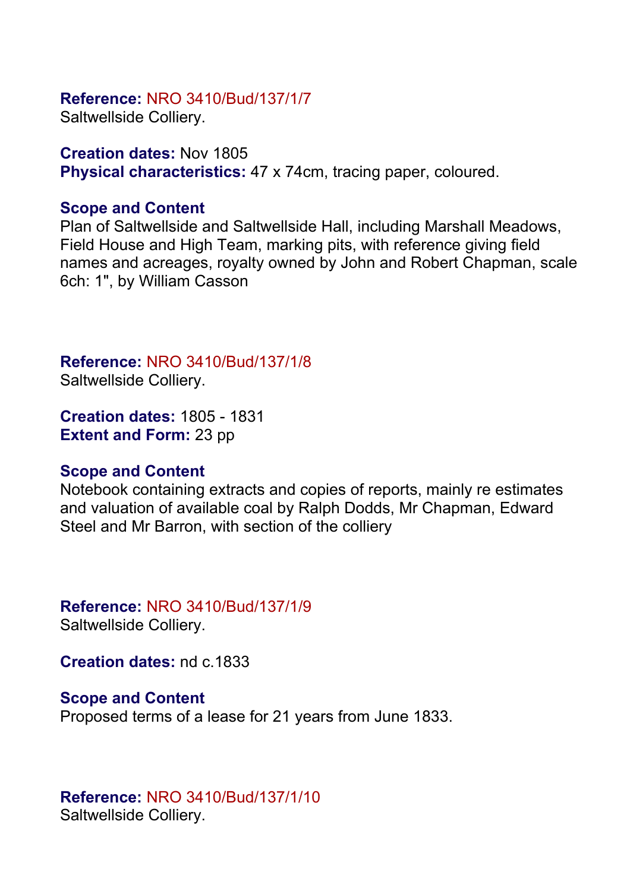**Reference:** NRO 3410/Bud/137/1/7
Saltwellside Colliery.

**Creation dates:** Nov 1805
**Physical characteristics:** 47 x 74cm, tracing paper, coloured.

**Scope and Content**
Plan of Saltwellside and Saltwellside Hall, including Marshall Meadows, Field House and High Team, marking pits, with reference giving field names and acreages, royalty owned by John and Robert Chapman, scale 6ch: 1", by William Casson

**Reference:** NRO 3410/Bud/137/1/8
Saltwellside Colliery.

**Creation dates:** 1805 - 1831
**Extent and Form:** 23 pp

**Scope and Content**
Notebook containing extracts and copies of reports, mainly re estimates and valuation of available coal by Ralph Dodds, Mr Chapman, Edward Steel and Mr Barron, with section of the colliery

**Reference:** NRO 3410/Bud/137/1/9
Saltwellside Colliery.

**Creation dates:** nd c.1833

**Scope and Content**
Proposed terms of a lease for 21 years from June 1833.

**Reference:** NRO 3410/Bud/137/1/10
Saltwellside Colliery.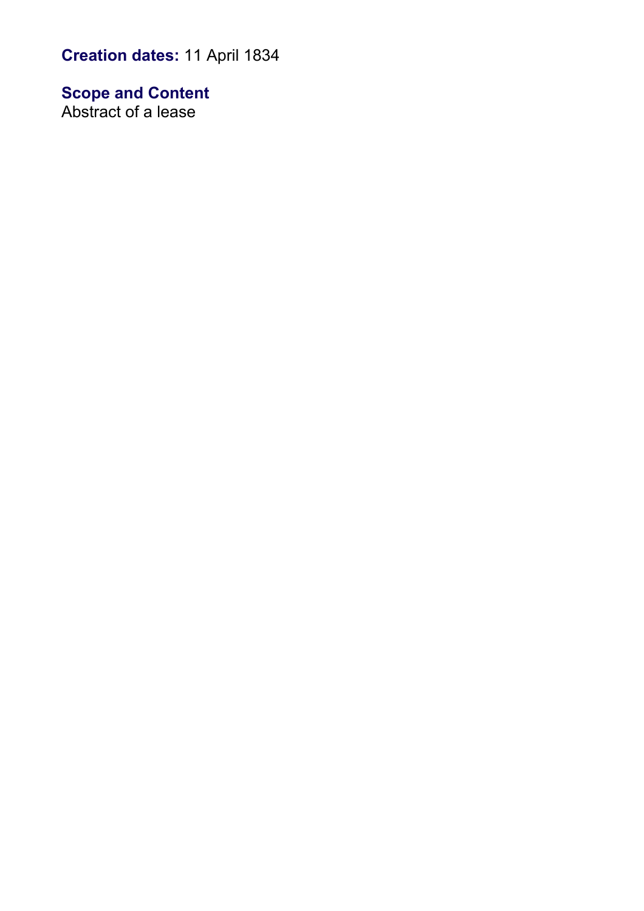**Creation dates:** 11 April 1834

**Scope and Content**
Abstract of a lease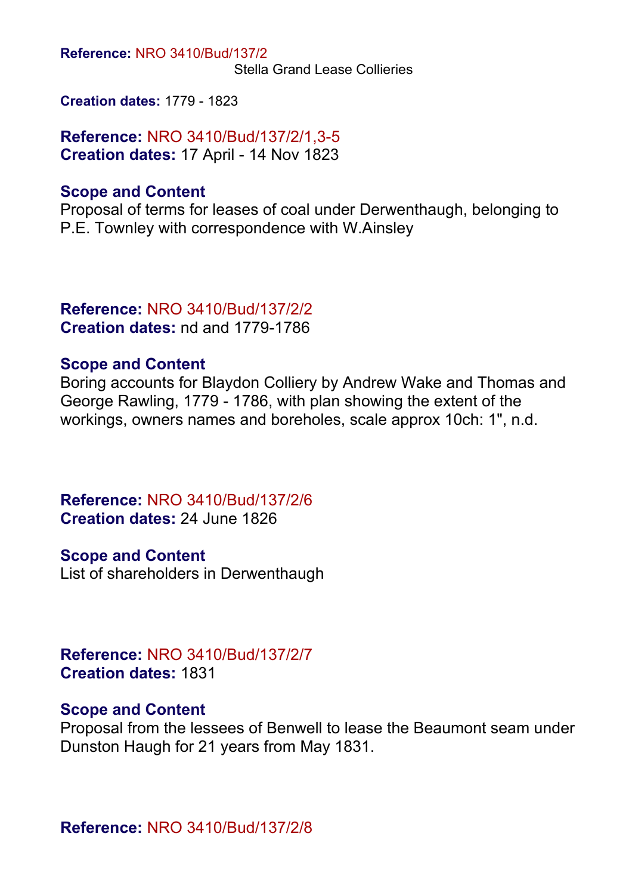**Reference:** NRO 3410/Bud/137/2

Stella Grand Lease Collieries

**Creation dates:** 1779 - 1823

**Reference:** NRO 3410/Bud/137/2/1,3-5
**Creation dates:** 17 April - 14 Nov 1823

**Scope and Content**
Proposal of terms for leases of coal under Derwenthaugh, belonging to P.E. Townley with correspondence with W.Ainsley

**Reference:** NRO 3410/Bud/137/2/2
**Creation dates:** nd and 1779-1786

**Scope and Content**
Boring accounts for Blaydon Colliery by Andrew Wake and Thomas and George Rawling, 1779 - 1786, with plan showing the extent of the workings, owners names and boreholes, scale approx 10ch: 1", n.d.

**Reference:** NRO 3410/Bud/137/2/6
**Creation dates:** 24 June 1826

**Scope and Content**
List of shareholders in Derwenthaugh

**Reference:** NRO 3410/Bud/137/2/7
**Creation dates:** 1831

**Scope and Content**
Proposal from the lessees of Benwell to lease the Beaumont seam under Dunston Haugh for 21 years from May 1831.

**Reference:** NRO 3410/Bud/137/2/8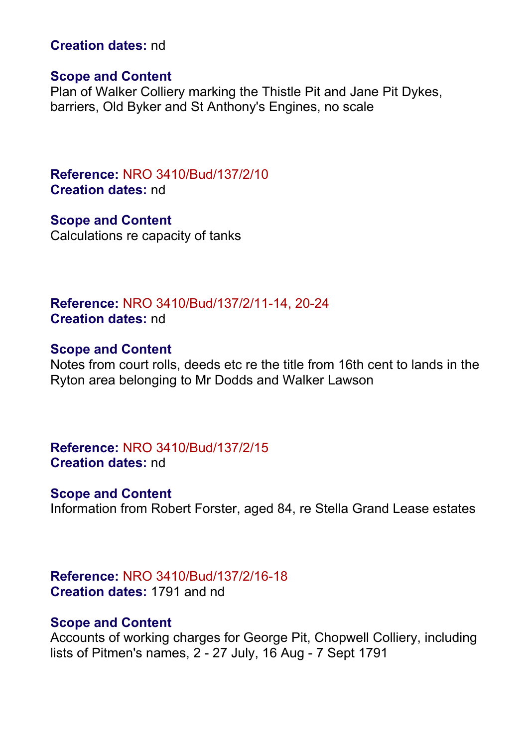**Creation dates:** nd

**Scope and Content**
Plan of Walker Colliery marking the Thistle Pit and Jane Pit Dykes, barriers, Old Byker and St Anthony's Engines, no scale

**Reference:** NRO 3410/Bud/137/2/10
**Creation dates:** nd

**Scope and Content**
Calculations re capacity of tanks

**Reference:** NRO 3410/Bud/137/2/11-14, 20-24
**Creation dates:** nd

**Scope and Content**
Notes from court rolls, deeds etc re the title from 16th cent to lands in the Ryton area belonging to Mr Dodds and Walker Lawson

**Reference:** NRO 3410/Bud/137/2/15
**Creation dates:** nd

**Scope and Content**
Information from Robert Forster, aged 84, re Stella Grand Lease estates

**Reference:** NRO 3410/Bud/137/2/16-18
**Creation dates:** 1791 and nd

**Scope and Content**
Accounts of working charges for George Pit, Chopwell Colliery, including lists of Pitmen's names, 2 - 27 July, 16 Aug - 7 Sept 1791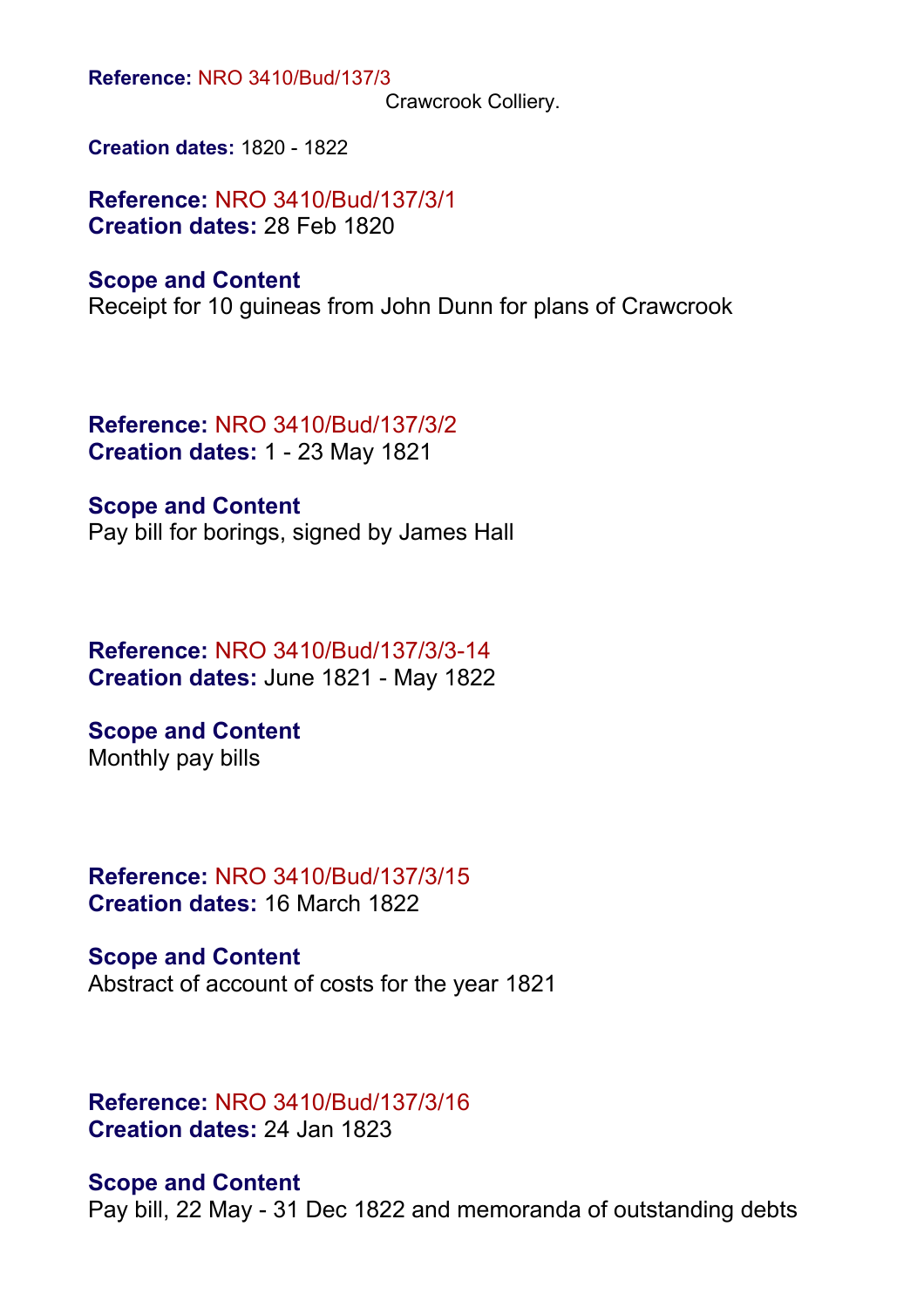**Reference:** NRO 3410/Bud/137/3

Crawcrook Colliery.

**Creation dates:** 1820 - 1822

**Reference:** NRO 3410/Bud/137/3/1
**Creation dates:** 28 Feb 1820

**Scope and Content**
Receipt for 10 guineas from John Dunn for plans of Crawcrook

**Reference:** NRO 3410/Bud/137/3/2
**Creation dates:** 1 - 23 May 1821

**Scope and Content**
Pay bill for borings, signed by James Hall

**Reference:** NRO 3410/Bud/137/3/3-14
**Creation dates:** June 1821 - May 1822

**Scope and Content**
Monthly pay bills

**Reference:** NRO 3410/Bud/137/3/15
**Creation dates:** 16 March 1822

**Scope and Content**
Abstract of account of costs for the year 1821

**Reference:** NRO 3410/Bud/137/3/16
**Creation dates:** 24 Jan 1823

**Scope and Content**
Pay bill, 22 May - 31 Dec 1822 and memoranda of outstanding debts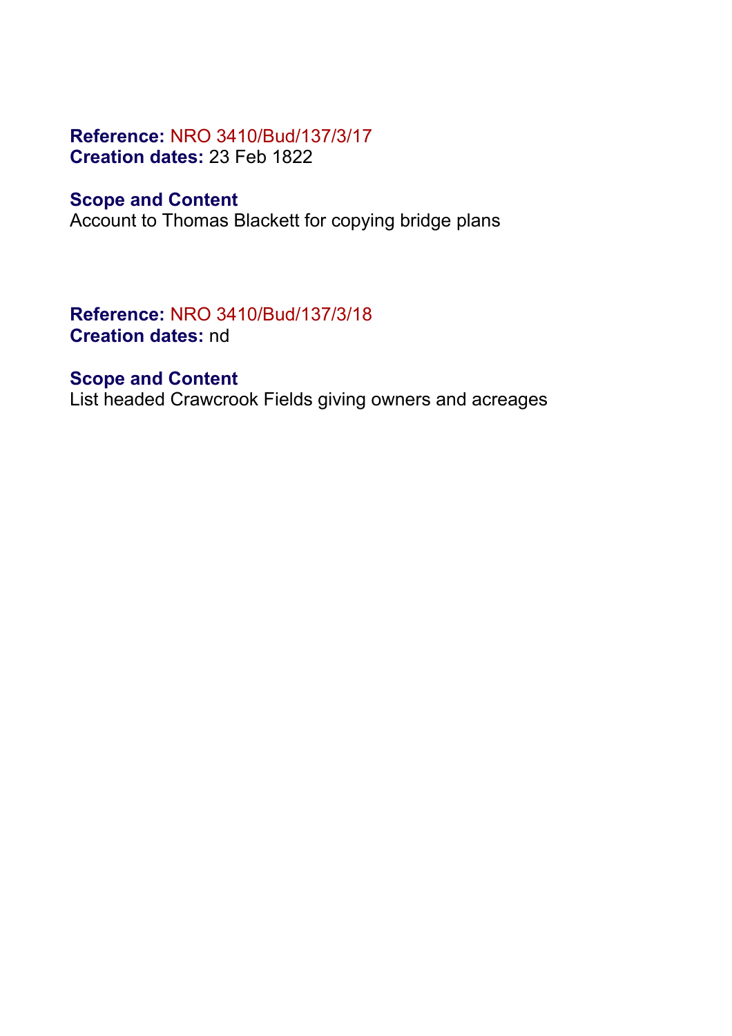**Reference:** NRO 3410/Bud/137/3/17
**Creation dates:** 23 Feb 1822

**Scope and Content**
Account to Thomas Blackett for copying bridge plans

**Reference:** NRO 3410/Bud/137/3/18
**Creation dates:** nd

**Scope and Content**
List headed Crawcrook Fields giving owners and acreages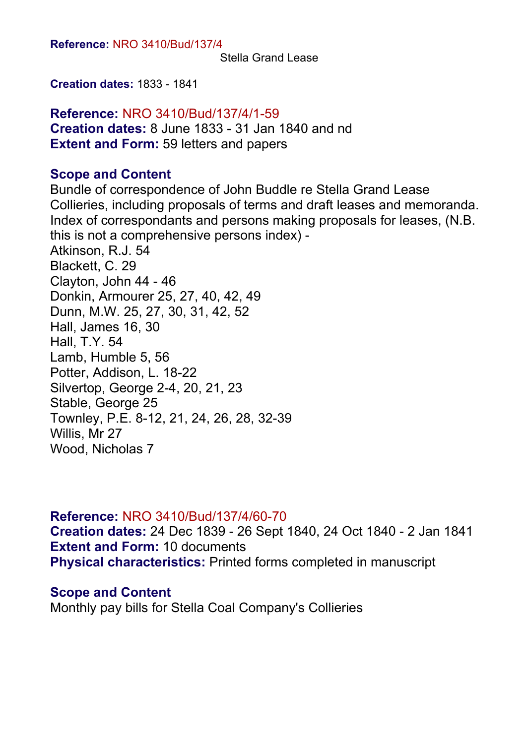**Reference:** NRO 3410/Bud/137/4

Stella Grand Lease

**Creation dates:** 1833 - 1841

**Reference:** NRO 3410/Bud/137/4/1-59
**Creation dates:** 8 June 1833 - 31 Jan 1840 and nd
**Extent and Form:** 59 letters and papers

**Scope and Content**

Bundle of correspondence of John Buddle re Stella Grand Lease Collieries, including proposals of terms and draft leases and memoranda. Index of correspondants and persons making proposals for leases, (N.B. this is not a comprehensive persons index) -
Atkinson, R.J. 54
Blackett, C. 29
Clayton, John 44 - 46
Donkin, Armourer 25, 27, 40, 42, 49
Dunn, M.W. 25, 27, 30, 31, 42, 52
Hall, James 16, 30
Hall, T.Y. 54
Lamb, Humble 5, 56
Potter, Addison, L. 18-22
Silvertop, George 2-4, 20, 21, 23
Stable, George 25
Townley, P.E. 8-12, 21, 24, 26, 28, 32-39
Willis, Mr 27
Wood, Nicholas 7

**Reference:** NRO 3410/Bud/137/4/60-70
**Creation dates:** 24 Dec 1839 - 26 Sept 1840, 24 Oct 1840 - 2 Jan 1841
**Extent and Form:** 10 documents
**Physical characteristics:** Printed forms completed in manuscript

**Scope and Content**

Monthly pay bills for Stella Coal Company's Collieries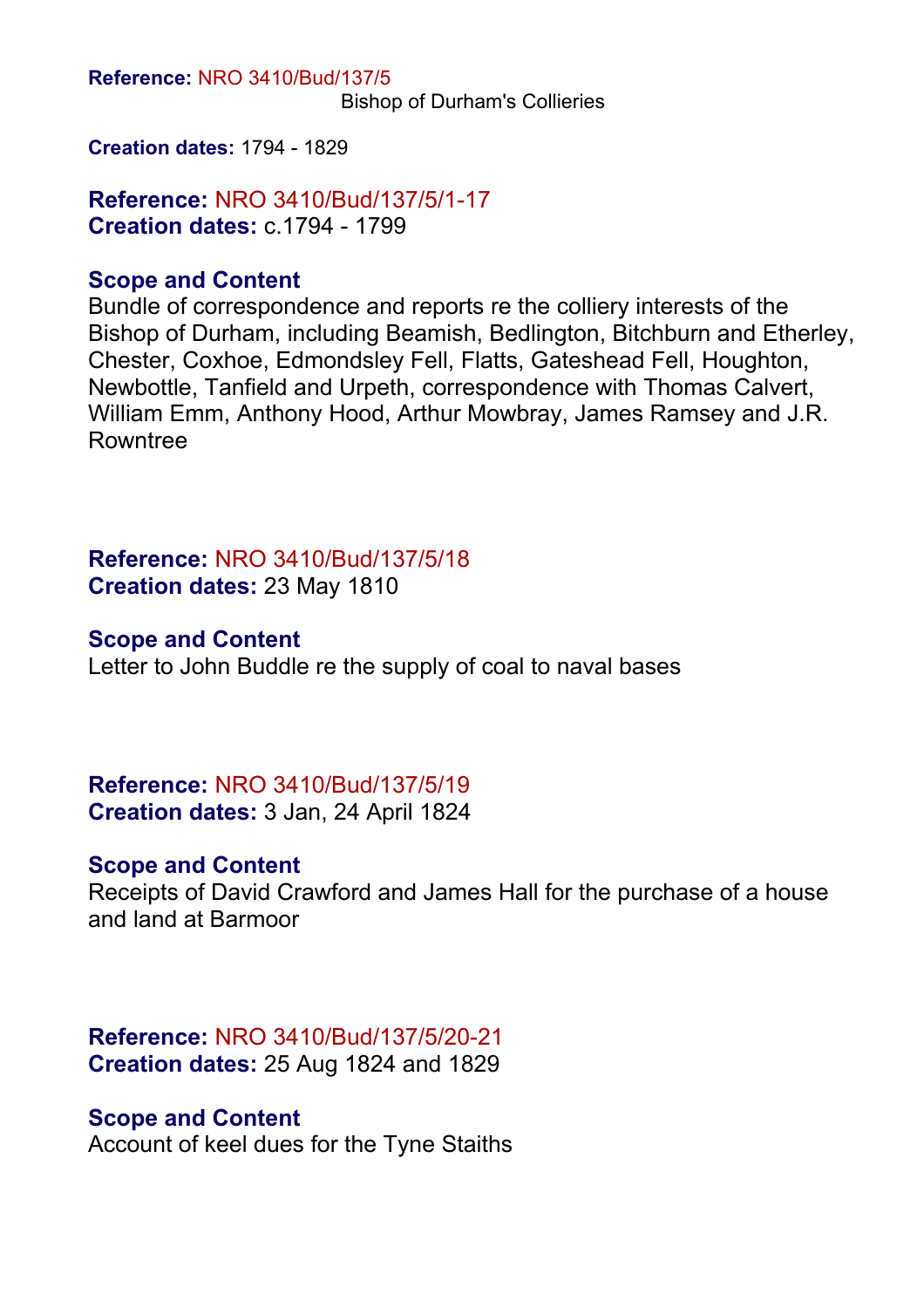**Reference:** NRO 3410/Bud/137/5
Bishop of Durham's Collieries

**Creation dates:** 1794 - 1829

**Reference:** NRO 3410/Bud/137/5/1-17
**Creation dates:** c.1794 - 1799

### Scope and Content

Bundle of correspondence and reports re the colliery interests of the Bishop of Durham, including Beamish, Bedlington, Bitchburn and Etherley, Chester, Coxhoe, Edmondsley Fell, Flatts, Gateshead Fell, Houghton, Newbottle, Tanfield and Urpeth, correspondence with Thomas Calvert, William Emm, Anthony Hood, Arthur Mowbray, James Ramsey and J.R. Rowntree

**Reference:** NRO 3410/Bud/137/5/18
**Creation dates:** 23 May 1810

### Scope and Content

Letter to John Buddle re the supply of coal to naval bases

**Reference:** NRO 3410/Bud/137/5/19
**Creation dates:** 3 Jan, 24 April 1824

### Scope and Content

Receipts of David Crawford and James Hall for the purchase of a house and land at Barmoor

**Reference:** NRO 3410/Bud/137/5/20-21
**Creation dates:** 25 Aug 1824 and 1829

### Scope and Content

Account of keel dues for the Tyne Staiths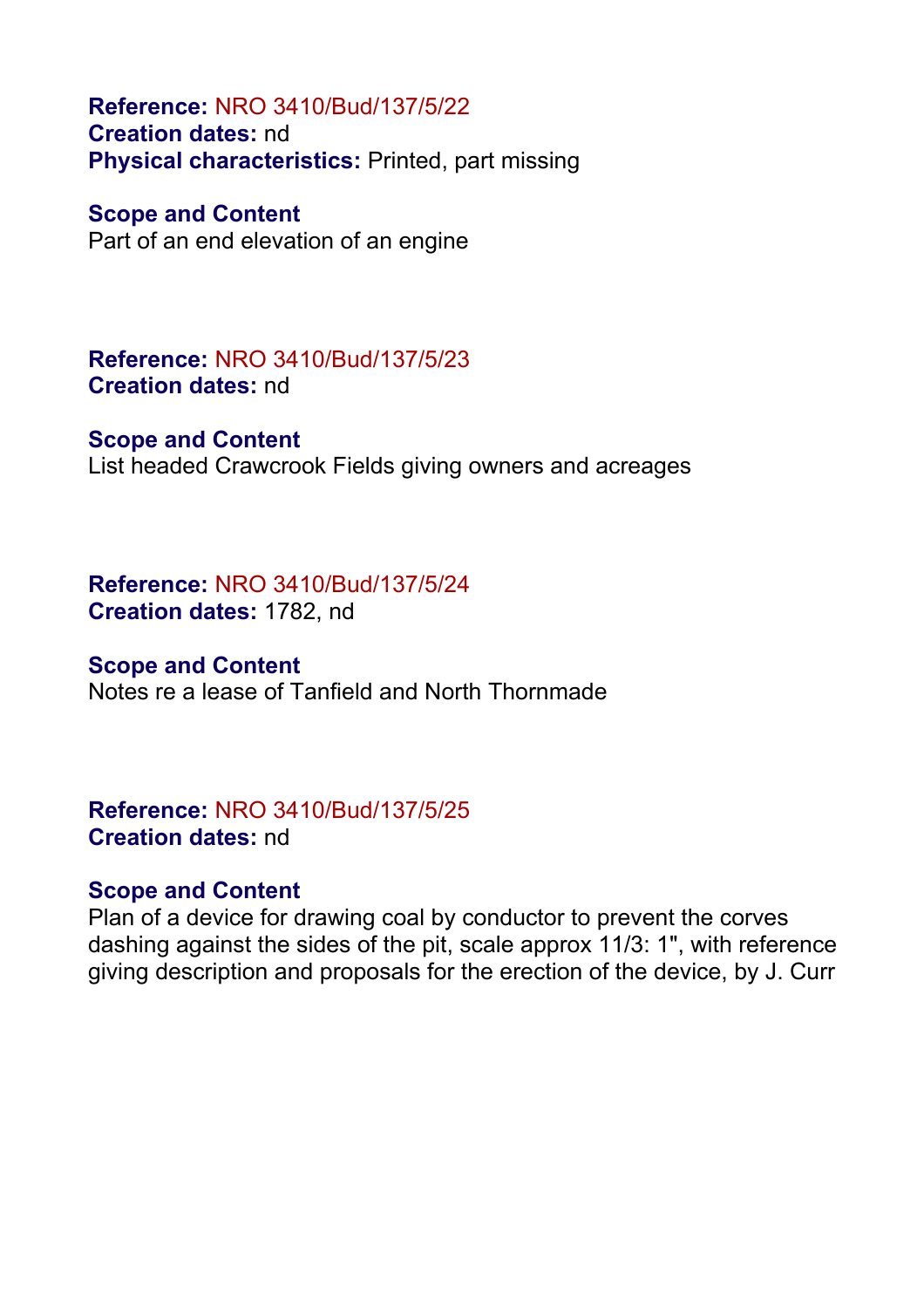**Reference:** NRO 3410/Bud/137/5/22
**Creation dates:** nd
**Physical characteristics:** Printed, part missing

**Scope and Content**
Part of an end elevation of an engine

**Reference:** NRO 3410/Bud/137/5/23
**Creation dates:** nd

**Scope and Content**
List headed Crawcrook Fields giving owners and acreages

**Reference:** NRO 3410/Bud/137/5/24
**Creation dates:** 1782, nd

**Scope and Content**
Notes re a lease of Tanfield and North Thornmade

**Reference:** NRO 3410/Bud/137/5/25
**Creation dates:** nd

**Scope and Content**
Plan of a device for drawing coal by conductor to prevent the corves dashing against the sides of the pit, scale approx 11/3: 1", with reference giving description and proposals for the erection of the device, by J. Curr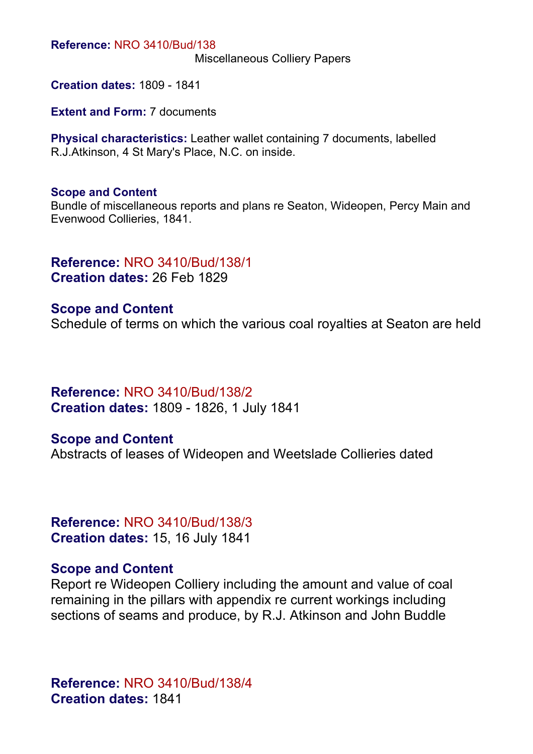**Reference:** NRO 3410/Bud/138

Miscellaneous Colliery Papers

**Creation dates:** 1809 - 1841

**Extent and Form:** 7 documents

**Physical characteristics:** Leather wallet containing 7 documents, labelled R.J.Atkinson, 4 St Mary's Place, N.C. on inside.

**Scope and Content**

Bundle of miscellaneous reports and plans re Seaton, Wideopen, Percy Main and Evenwood Collieries, 1841.

**Reference:** NRO 3410/Bud/138/1

**Creation dates:** 26 Feb 1829

**Scope and Content**

Schedule of terms on which the various coal royalties at Seaton are held

**Reference:** NRO 3410/Bud/138/2

**Creation dates:** 1809 - 1826, 1 July 1841

**Scope and Content**

Abstracts of leases of Wideopen and Weetslade Collieries dated

**Reference:** NRO 3410/Bud/138/3

**Creation dates:** 15, 16 July 1841

**Scope and Content**

Report re Wideopen Colliery including the amount and value of coal remaining in the pillars with appendix re current workings including sections of seams and produce, by R.J. Atkinson and John Buddle

**Reference:** NRO 3410/Bud/138/4

**Creation dates:** 1841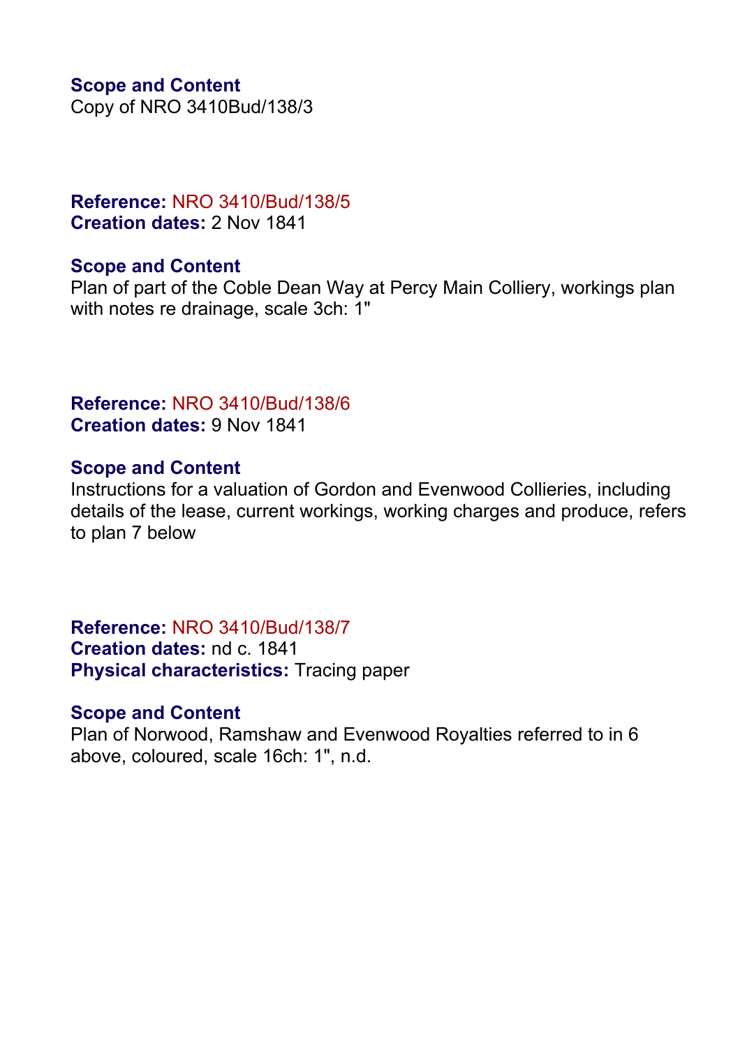**Scope and Content**
Copy of NRO 3410Bud/138/3

**Reference:** NRO 3410/Bud/138/5
**Creation dates:** 2 Nov 1841

**Scope and Content**
Plan of part of the Coble Dean Way at Percy Main Colliery, workings plan with notes re drainage, scale 3ch: 1"

**Reference:** NRO 3410/Bud/138/6
**Creation dates:** 9 Nov 1841

**Scope and Content**
Instructions for a valuation of Gordon and Evenwood Collieries, including details of the lease, current workings, working charges and produce, refers to plan 7 below

**Reference:** NRO 3410/Bud/138/7
**Creation dates:** nd c. 1841
**Physical characteristics:** Tracing paper

**Scope and Content**
Plan of Norwood, Ramshaw and Evenwood Royalties referred to in 6 above, coloured, scale 16ch: 1", n.d.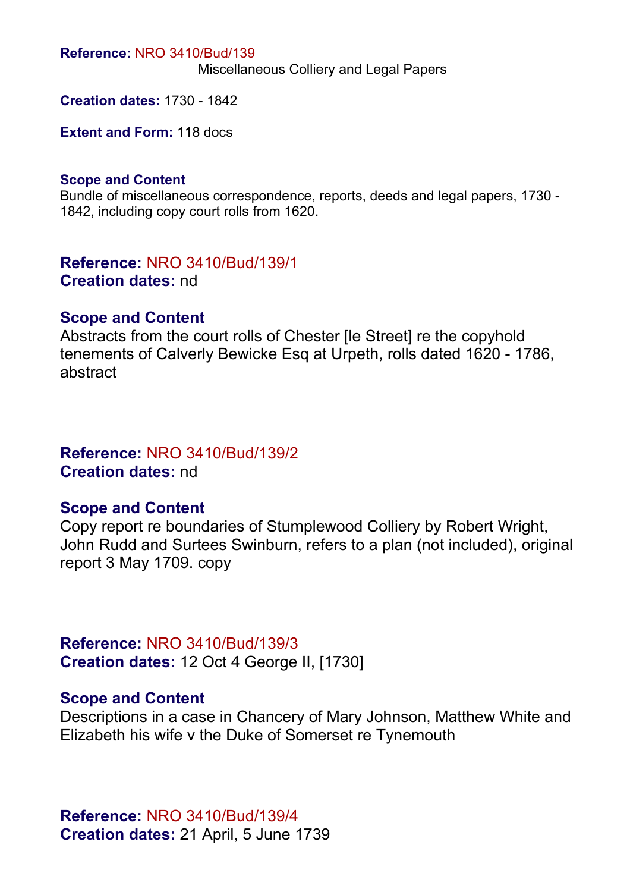**Reference:** NRO 3410/Bud/139

Miscellaneous Colliery and Legal Papers

**Creation dates:** 1730 - 1842

**Extent and Form:** 118 docs

**Scope and Content**

Bundle of miscellaneous correspondence, reports, deeds and legal papers, 1730 - 1842, including copy court rolls from 1620.

**Reference:** NRO 3410/Bud/139/1
**Creation dates:** nd

**Scope and Content**

Abstracts from the court rolls of Chester [le Street] re the copyhold tenements of Calverly Bewicke Esq at Urpeth, rolls dated 1620 - 1786, abstract

**Reference:** NRO 3410/Bud/139/2
**Creation dates:** nd

**Scope and Content**

Copy report re boundaries of Stumplewood Colliery by Robert Wright, John Rudd and Surtees Swinburn, refers to a plan (not included), original report 3 May 1709. copy

**Reference:** NRO 3410/Bud/139/3
**Creation dates:** 12 Oct 4 George II, [1730]

**Scope and Content**

Descriptions in a case in Chancery of Mary Johnson, Matthew White and Elizabeth his wife v the Duke of Somerset re Tynemouth

**Reference:** NRO 3410/Bud/139/4
**Creation dates:** 21 April, 5 June 1739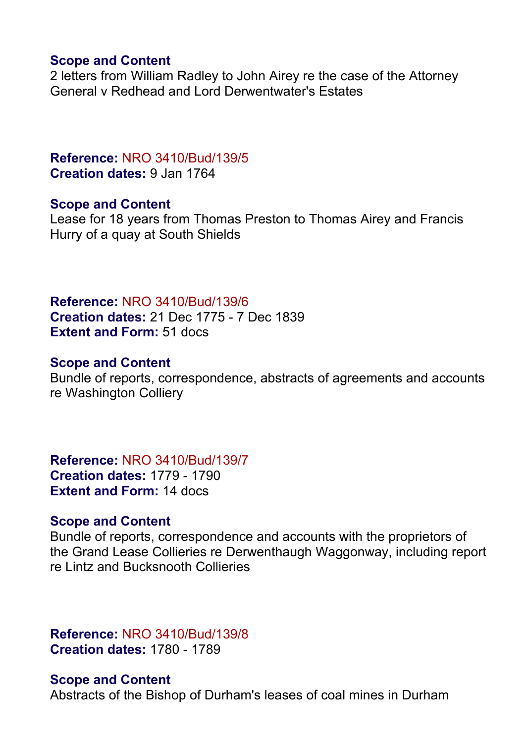**Scope and Content**
2 letters from William Radley to John Airey re the case of the Attorney General v Redhead and Lord Derwentwater's Estates

**Reference:** NRO 3410/Bud/139/5
**Creation dates:** 9 Jan 1764

**Scope and Content**
Lease for 18 years from Thomas Preston to Thomas Airey and Francis Hurry of a quay at South Shields

**Reference:** NRO 3410/Bud/139/6
**Creation dates:** 21 Dec 1775 - 7 Dec 1839
**Extent and Form:** 51 docs

**Scope and Content**
Bundle of reports, correspondence, abstracts of agreements and accounts re Washington Colliery

**Reference:** NRO 3410/Bud/139/7
**Creation dates:** 1779 - 1790
**Extent and Form:** 14 docs

**Scope and Content**
Bundle of reports, correspondence and accounts with the proprietors of the Grand Lease Collieries re Derwenthaugh Waggonway, including report re Lintz and Bucksnooth Collieries

**Reference:** NRO 3410/Bud/139/8
**Creation dates:** 1780 - 1789

**Scope and Content**
Abstracts of the Bishop of Durham's leases of coal mines in Durham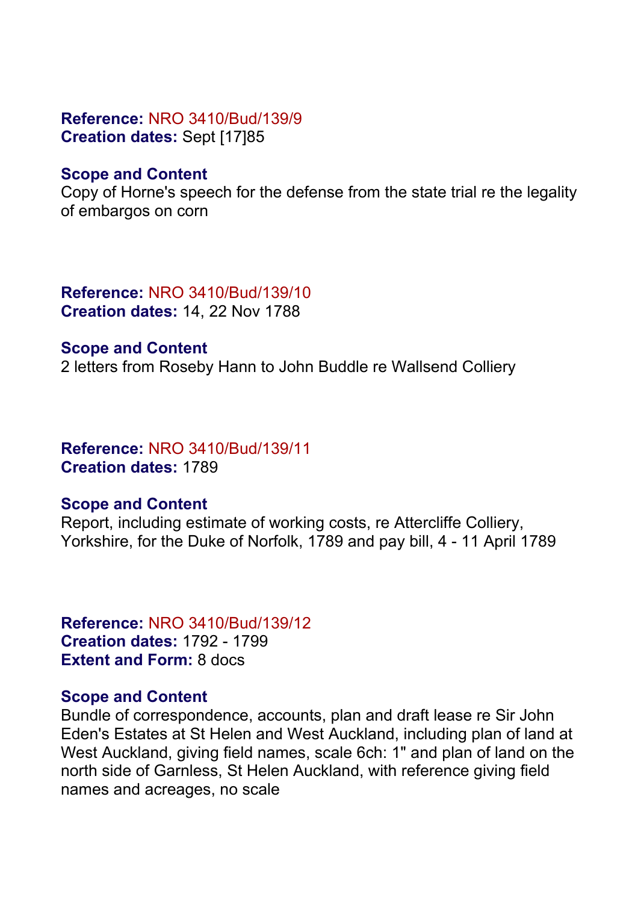**Reference:** NRO 3410/Bud/139/9
**Creation dates:** Sept [17]85

**Scope and Content**
Copy of Horne's speech for the defense from the state trial re the legality of embargos on corn

**Reference:** NRO 3410/Bud/139/10
**Creation dates:** 14, 22 Nov 1788

**Scope and Content**
2 letters from Roseby Hann to John Buddle re Wallsend Colliery

**Reference:** NRO 3410/Bud/139/11
**Creation dates:** 1789

**Scope and Content**
Report, including estimate of working costs, re Attercliffe Colliery, Yorkshire, for the Duke of Norfolk, 1789 and pay bill, 4 - 11 April 1789

**Reference:** NRO 3410/Bud/139/12
**Creation dates:** 1792 - 1799
**Extent and Form:** 8 docs

**Scope and Content**
Bundle of correspondence, accounts, plan and draft lease re Sir John Eden's Estates at St Helen and West Auckland, including plan of land at West Auckland, giving field names, scale 6ch: 1" and plan of land on the north side of Garnless, St Helen Auckland, with reference giving field names and acreages, no scale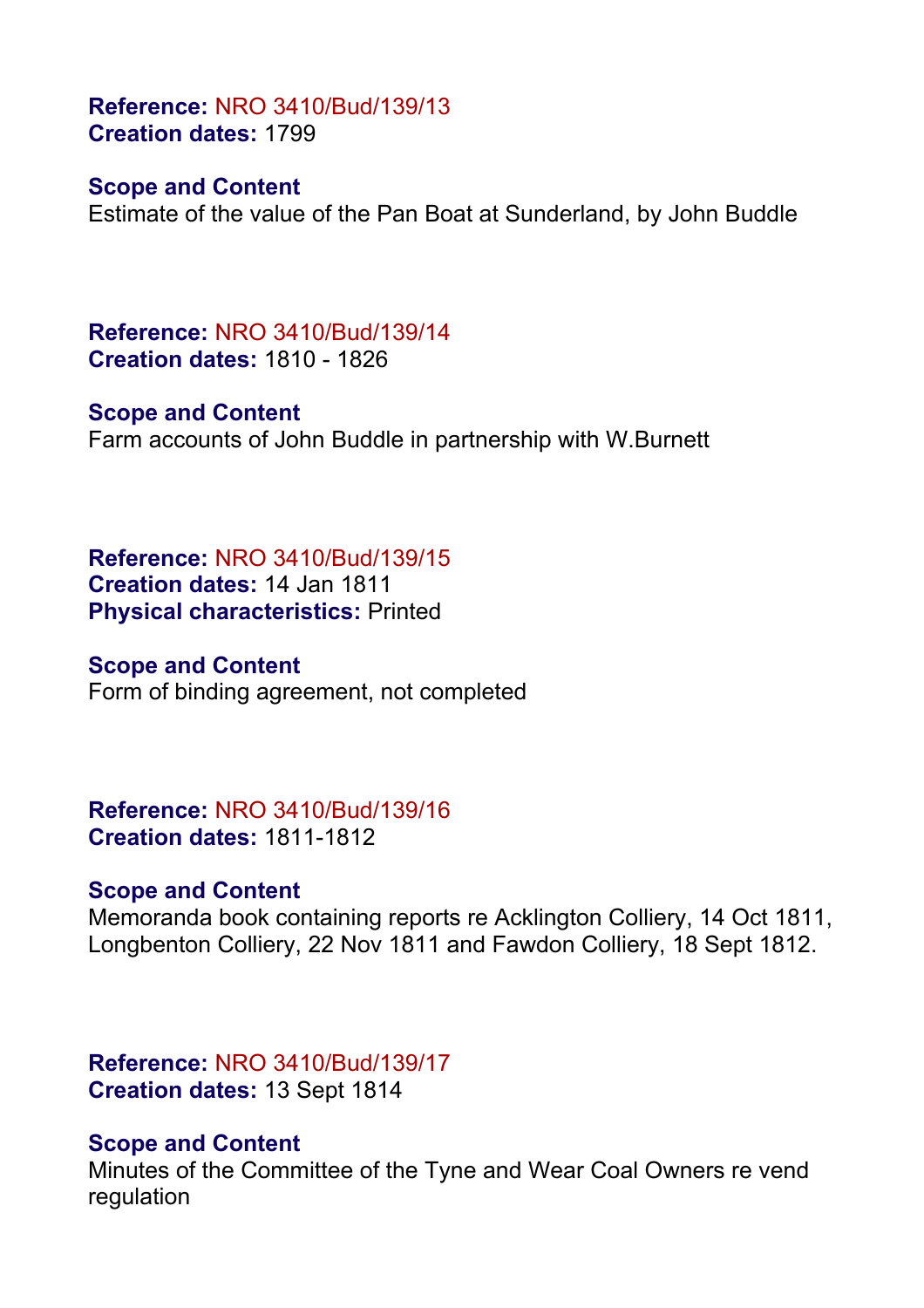**Reference:** NRO 3410/Bud/139/13
**Creation dates:** 1799

**Scope and Content**
Estimate of the value of the Pan Boat at Sunderland, by John Buddle

**Reference:** NRO 3410/Bud/139/14
**Creation dates:** 1810 - 1826

**Scope and Content**
Farm accounts of John Buddle in partnership with W.Burnett

**Reference:** NRO 3410/Bud/139/15
**Creation dates:** 14 Jan 1811
**Physical characteristics:** Printed

**Scope and Content**
Form of binding agreement, not completed

**Reference:** NRO 3410/Bud/139/16
**Creation dates:** 1811-1812

**Scope and Content**
Memoranda book containing reports re Acklington Colliery, 14 Oct 1811, Longbenton Colliery, 22 Nov 1811 and Fawdon Colliery, 18 Sept 1812.

**Reference:** NRO 3410/Bud/139/17
**Creation dates:** 13 Sept 1814

**Scope and Content**
Minutes of the Committee of the Tyne and Wear Coal Owners re vend regulation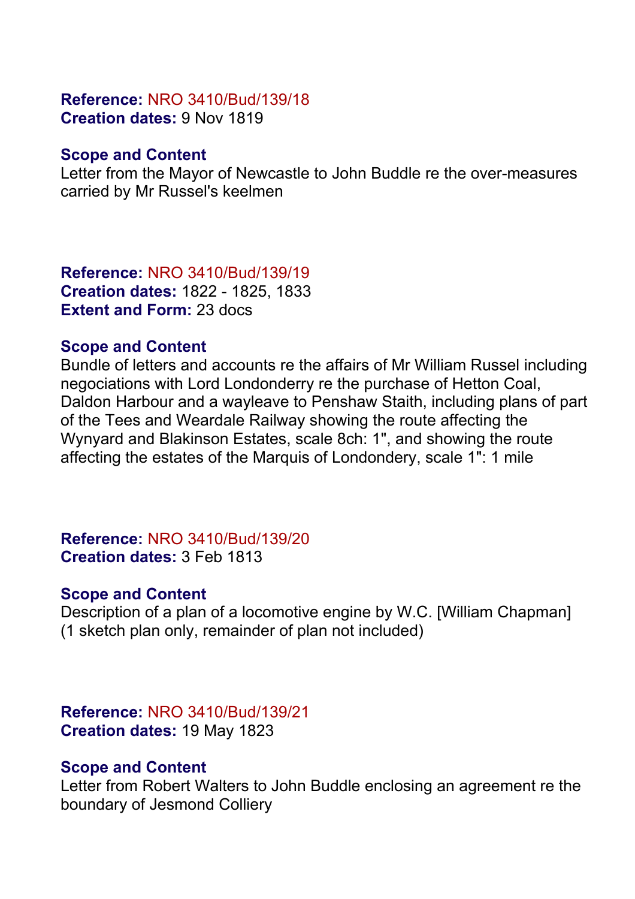**Reference:** NRO 3410/Bud/139/18
**Creation dates:** 9 Nov 1819

**Scope and Content**
Letter from the Mayor of Newcastle to John Buddle re the over-measures carried by Mr Russel's keelmen

**Reference:** NRO 3410/Bud/139/19
**Creation dates:** 1822 - 1825, 1833
**Extent and Form:** 23 docs

**Scope and Content**
Bundle of letters and accounts re the affairs of Mr William Russel including negociations with Lord Londonderry re the purchase of Hetton Coal, Daldon Harbour and a wayleave to Penshaw Staith, including plans of part of the Tees and Weardale Railway showing the route affecting the Wynyard and Blakinson Estates, scale 8ch: 1", and showing the route affecting the estates of the Marquis of Londondery, scale 1": 1 mile

**Reference:** NRO 3410/Bud/139/20
**Creation dates:** 3 Feb 1813

**Scope and Content**
Description of a plan of a locomotive engine by W.C. [William Chapman] (1 sketch plan only, remainder of plan not included)

**Reference:** NRO 3410/Bud/139/21
**Creation dates:** 19 May 1823

**Scope and Content**
Letter from Robert Walters to John Buddle enclosing an agreement re the boundary of Jesmond Colliery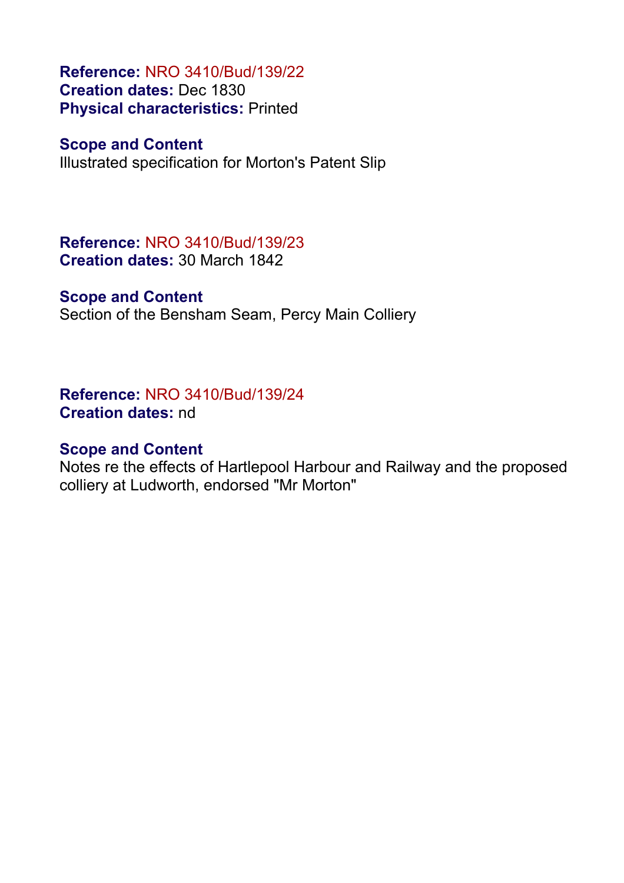**Reference:** NRO 3410/Bud/139/22
**Creation dates:** Dec 1830
**Physical characteristics:** Printed

**Scope and Content**
Illustrated specification for Morton's Patent Slip

**Reference:** NRO 3410/Bud/139/23
**Creation dates:** 30 March 1842

**Scope and Content**
Section of the Bensham Seam, Percy Main Colliery

**Reference:** NRO 3410/Bud/139/24
**Creation dates:** nd

**Scope and Content**
Notes re the effects of Hartlepool Harbour and Railway and the proposed colliery at Ludworth, endorsed "Mr Morton"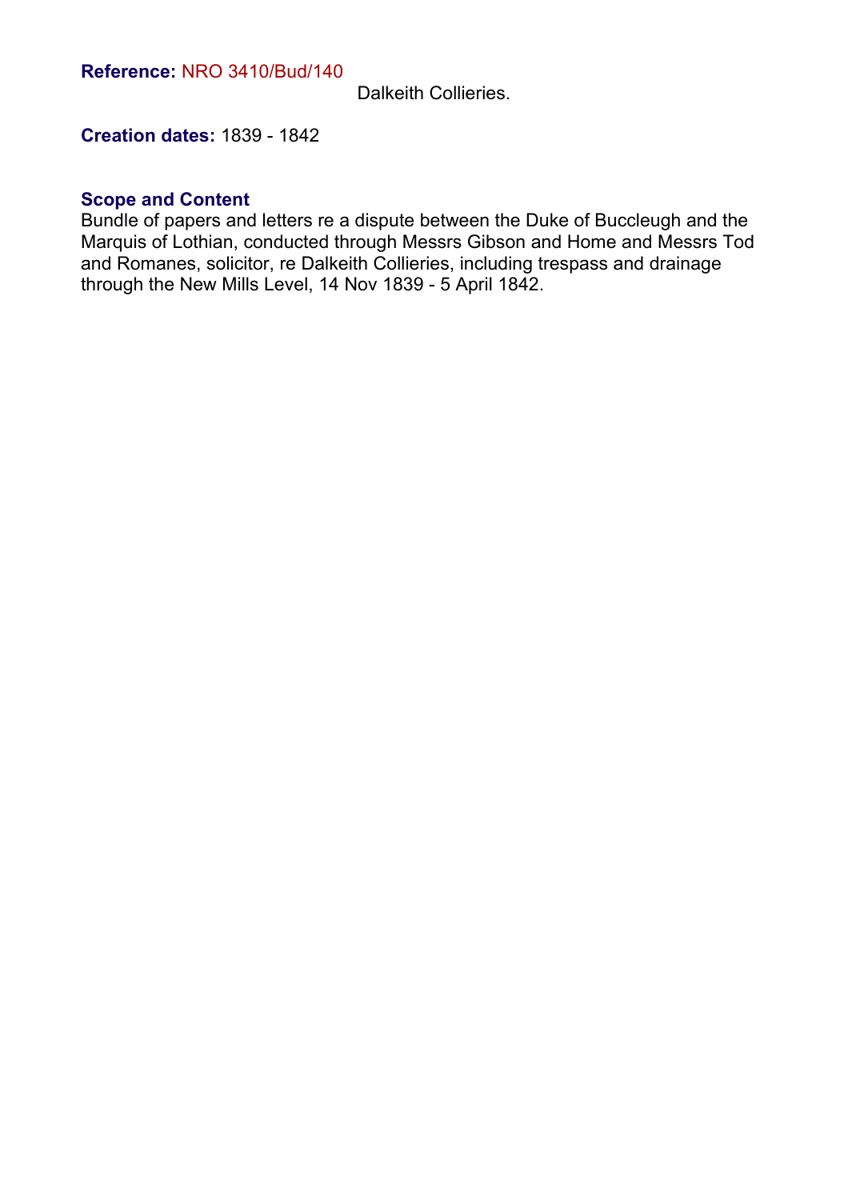**Reference:** NRO 3410/Bud/140

Dalkeith Collieries.

**Creation dates:** 1839 - 1842

**Scope and Content**

Bundle of papers and letters re a dispute between the Duke of Buccleugh and the Marquis of Lothian, conducted through Messrs Gibson and Home and Messrs Tod and Romanes, solicitor, re Dalkeith Collieries, including trespass and drainage through the New Mills Level, 14 Nov 1839 - 5 April 1842.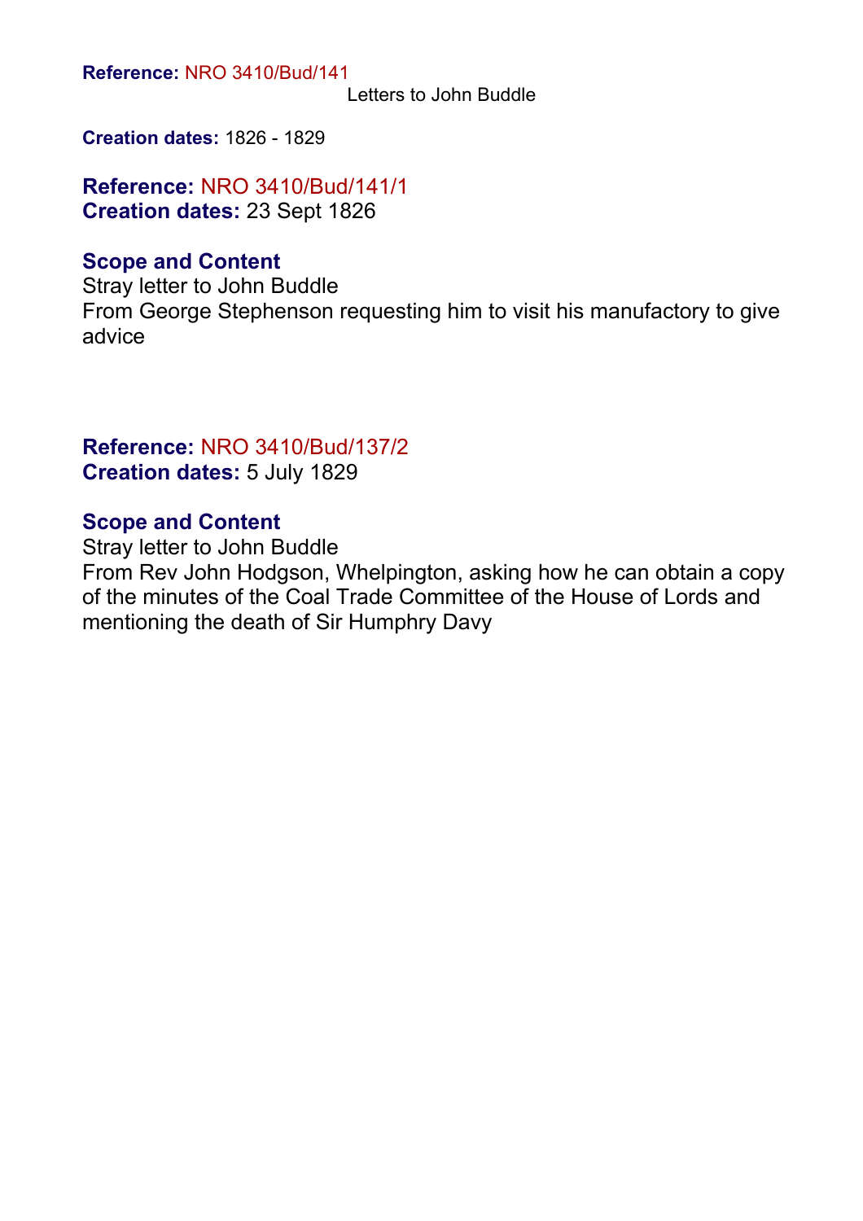**Reference:** NRO 3410/Bud/141

Letters to John Buddle

**Creation dates:** 1826 - 1829

**Reference:** NRO 3410/Bud/141/1
**Creation dates:** 23 Sept 1826

### Scope and Content

Stray letter to John Buddle
From George Stephenson requesting him to visit his manufactory to give advice

**Reference:** NRO 3410/Bud/137/2
**Creation dates:** 5 July 1829

### Scope and Content

Stray letter to John Buddle
From Rev John Hodgson, Whelpington, asking how he can obtain a copy of the minutes of the Coal Trade Committee of the House of Lords and mentioning the death of Sir Humphry Davy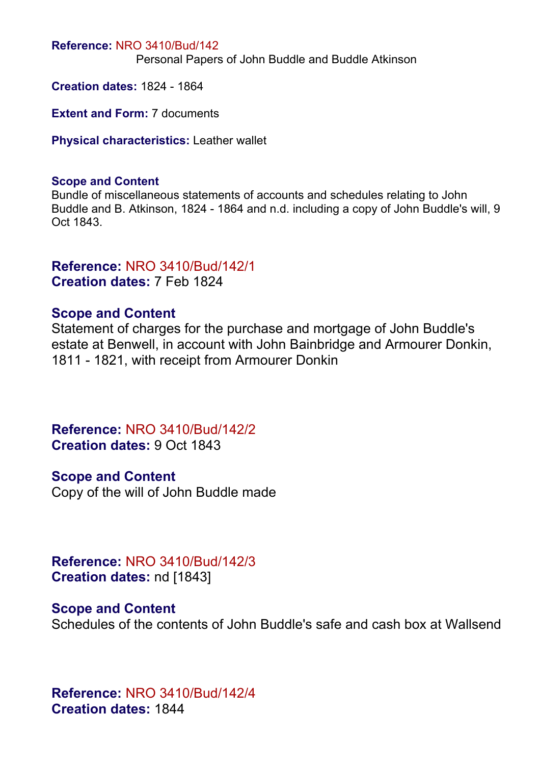**Reference:** NRO 3410/Bud/142
Personal Papers of John Buddle and Buddle Atkinson

**Creation dates:** 1824 - 1864

**Extent and Form:** 7 documents

**Physical characteristics:** Leather wallet

**Scope and Content**
Bundle of miscellaneous statements of accounts and schedules relating to John Buddle and B. Atkinson, 1824 - 1864 and n.d. including a copy of John Buddle's will, 9 Oct 1843.

**Reference:** NRO 3410/Bud/142/1
**Creation dates:** 7 Feb 1824

**Scope and Content**
Statement of charges for the purchase and mortgage of John Buddle's estate at Benwell, in account with John Bainbridge and Armourer Donkin, 1811 - 1821, with receipt from Armourer Donkin

**Reference:** NRO 3410/Bud/142/2
**Creation dates:** 9 Oct 1843

**Scope and Content**
Copy of the will of John Buddle made

**Reference:** NRO 3410/Bud/142/3
**Creation dates:** nd [1843]

**Scope and Content**
Schedules of the contents of John Buddle's safe and cash box at Wallsend

**Reference:** NRO 3410/Bud/142/4
**Creation dates:** 1844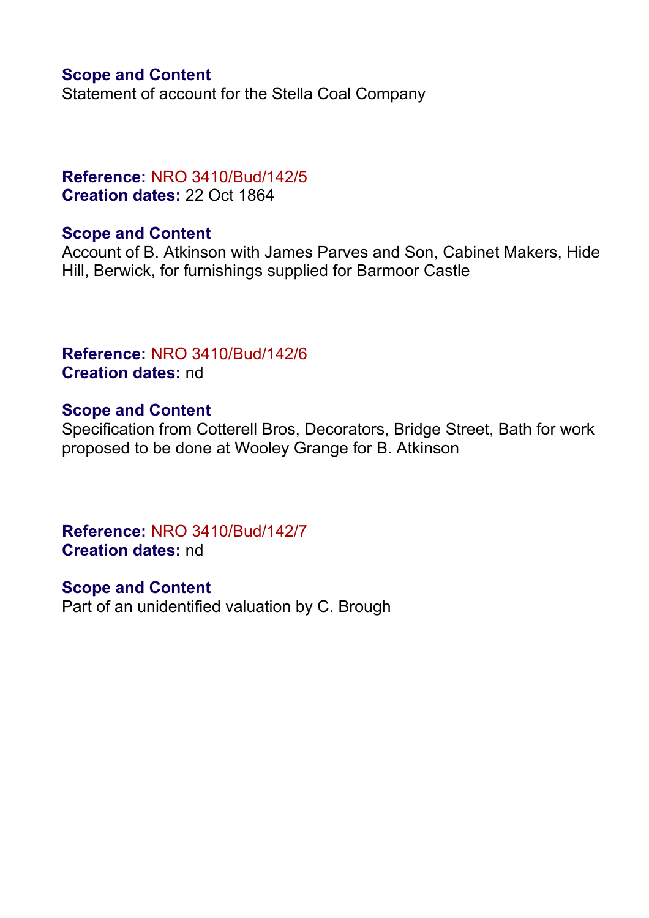**Scope and Content**
Statement of account for the Stella Coal Company

**Reference:** NRO 3410/Bud/142/5
**Creation dates:** 22 Oct 1864

**Scope and Content**
Account of B. Atkinson with James Parves and Son, Cabinet Makers, Hide Hill, Berwick, for furnishings supplied for Barmoor Castle

**Reference:** NRO 3410/Bud/142/6
**Creation dates:** nd

**Scope and Content**
Specification from Cotterell Bros, Decorators, Bridge Street, Bath for work proposed to be done at Wooley Grange for B. Atkinson

**Reference:** NRO 3410/Bud/142/7
**Creation dates:** nd

**Scope and Content**
Part of an unidentified valuation by C. Brough